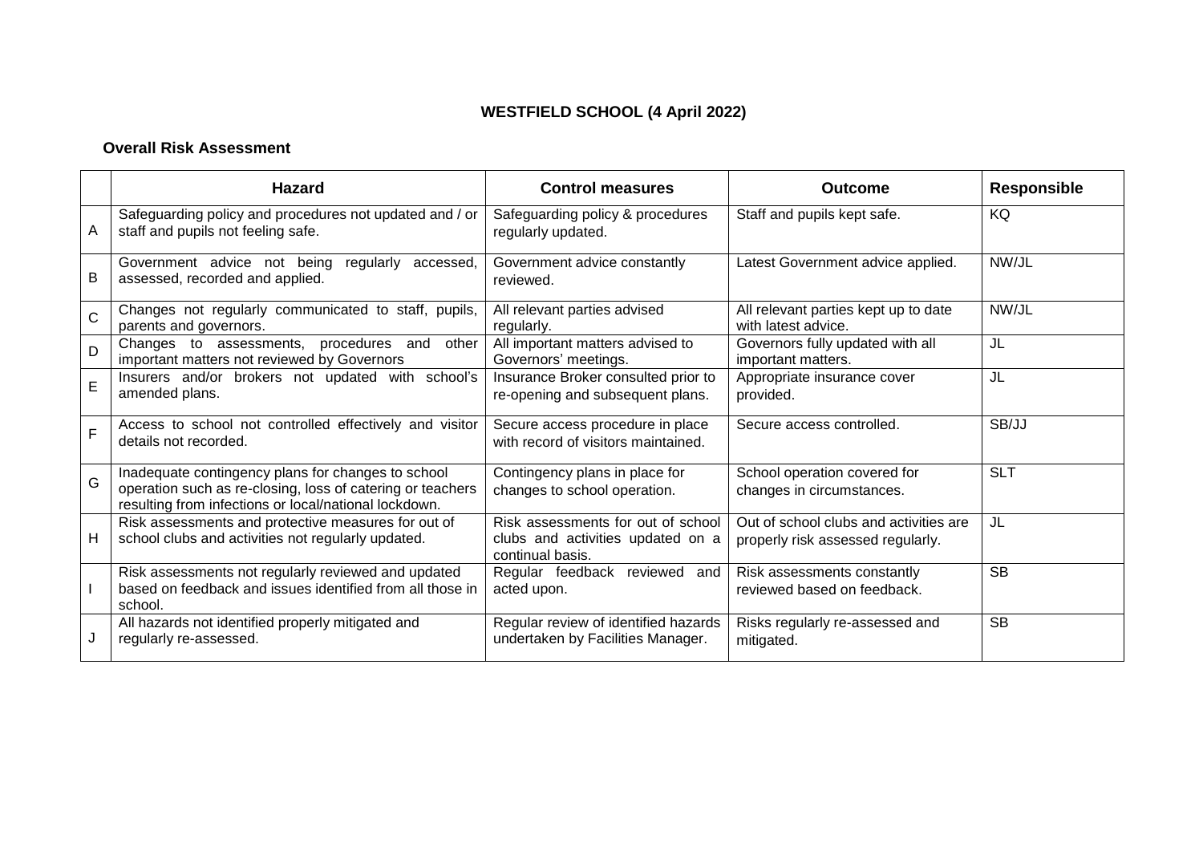# WESTFIELD SCHOOL (4 April 2022)

**Overall Risk Assessment**

| | Hazard | Control measures | Outcome | Responsible |
|---|---|---|---|---|
| A | Safeguarding policy and procedures not updated and / or staff and pupils not feeling safe. | Safeguarding policy & procedures regularly updated. | Staff and pupils kept safe. | KQ |
| B | Government advice not being regularly accessed, assessed, recorded and applied. | Government advice constantly reviewed. | Latest Government advice applied. | NW/JL |
| C | Changes not regularly communicated to staff, pupils, parents and governors. | All relevant parties advised regularly. | All relevant parties kept up to date with latest advice. | NW/JL |
| D | Changes to assessments, procedures and other important matters not reviewed by Governors | All important matters advised to Governors' meetings. | Governors fully updated with all important matters. | JL |
| E | Insurers and/or brokers not updated with school's amended plans. | Insurance Broker consulted prior to re-opening and subsequent plans. | Appropriate insurance cover provided. | JL |
| F | Access to school not controlled effectively and visitor details not recorded. | Secure access procedure in place with record of visitors maintained. | Secure access controlled. | SB/JJ |
| G | Inadequate contingency plans for changes to school operation such as re-closing, loss of catering or teachers resulting from infections or local/national lockdown. | Contingency plans in place for changes to school operation. | School operation covered for changes in circumstances. | SLT |
| H | Risk assessments and protective measures for out of school clubs and activities not regularly updated. | Risk assessments for out of school clubs and activities updated on a continual basis. | Out of school clubs and activities are properly risk assessed regularly. | JL |
| I | Risk assessments not regularly reviewed and updated based on feedback and issues identified from all those in school. | Regular feedback reviewed and acted upon. | Risk assessments constantly reviewed based on feedback. | SB |
| J | All hazards not identified properly mitigated and regularly re-assessed. | Regular review of identified hazards undertaken by Facilities Manager. | Risks regularly re-assessed and mitigated. | SB |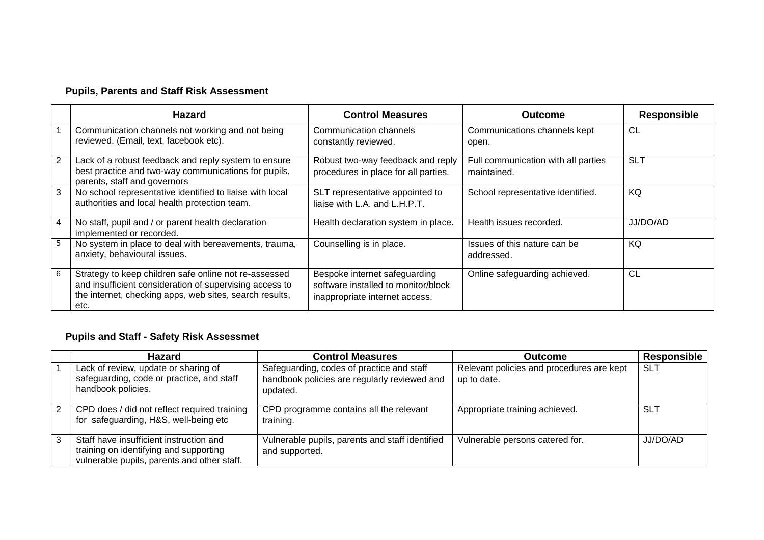**Pupils, Parents and Staff Risk Assessment**

| | Hazard | Control Measures | Outcome | Responsible |
|---|---|---|---|---|
| 1 | Communication channels not working and not being reviewed. (Email, text, facebook etc). | Communication channels constantly reviewed. | Communications channels kept open. | CL |
| 2 | Lack of a robust feedback and reply system to ensure best practice and two-way communications for pupils, parents, staff and governors | Robust two-way feedback and reply procedures in place for all parties. | Full communication with all parties maintained. | SLT |
| 3 | No school representative identified to liaise with local authorities and local health protection team. | SLT representative appointed to liaise with L.A. and L.H.P.T. | School representative identified. | KQ |
| 4 | No staff, pupil and / or parent health declaration implemented or recorded. | Health declaration system in place. | Health issues recorded. | JJ/DO/AD |
| 5 | No system in place to deal with bereavements, trauma, anxiety, behavioural issues. | Counselling is in place. | Issues of this nature can be addressed. | KQ |
| 6 | Strategy to keep children safe online not re-assessed and insufficient consideration of supervising access to the internet, checking apps, web sites, search results, etc. | Bespoke internet safeguarding software installed to monitor/block inappropriate internet access. | Online safeguarding achieved. | CL |

**Pupils and Staff - Safety Risk Assessmet**

| | Hazard | Control Measures | Outcome | Responsible |
|---|---|---|---|---|
| 1 | Lack of review, update or sharing of safeguarding, code or practice, and staff handbook policies. | Safeguarding, codes of practice and staff handbook policies are regularly reviewed and updated. | Relevant policies and procedures are kept up to date. | SLT |
| 2 | CPD does / did not reflect required training for safeguarding, H&S, well-being etc | CPD programme contains all the relevant training. | Appropriate training achieved. | SLT |
| 3 | Staff have insufficient instruction and training on identifying and supporting vulnerable pupils, parents and other staff. | Vulnerable pupils, parents and staff identified and supported. | Vulnerable persons catered for. | JJ/DO/AD |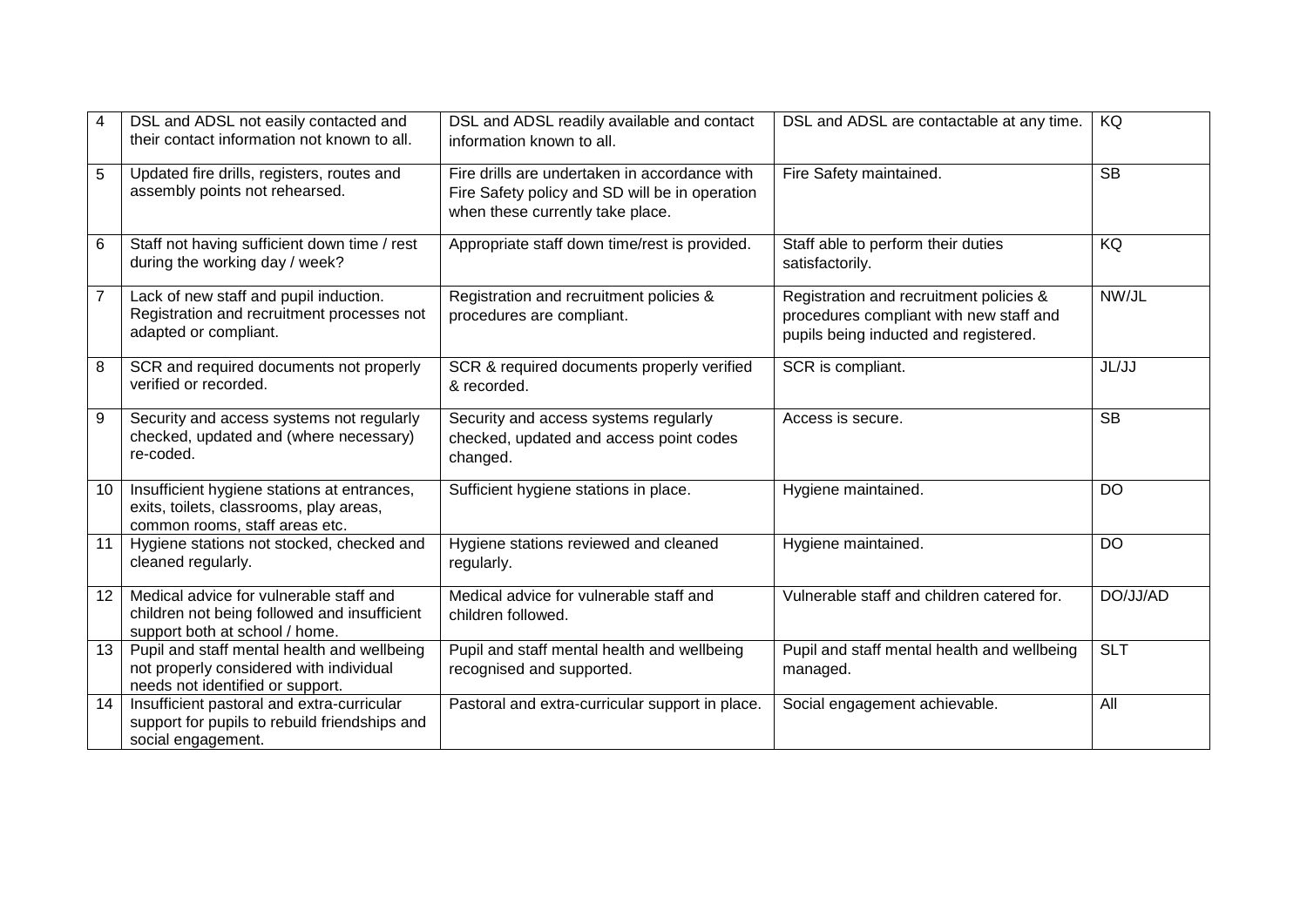| 4 | DSL and ADSL not easily contacted and their contact information not known to all. | DSL and ADSL readily available and contact information known to all. | DSL and ADSL are contactable at any time. | KQ |
|---|---|---|---|---|
| 5 | Updated fire drills, registers, routes and assembly points not rehearsed. | Fire drills are undertaken in accordance with Fire Safety policy and SD will be in operation when these currently take place. | Fire Safety maintained. | SB |
| 6 | Staff not having sufficient down time / rest during the working day / week? | Appropriate staff down time/rest is provided. | Staff able to perform their duties satisfactorily. | KQ |
| 7 | Lack of new staff and pupil induction. Registration and recruitment processes not adapted or compliant. | Registration and recruitment policies & procedures are compliant. | Registration and recruitment policies & procedures compliant with new staff and pupils being inducted and registered. | NW/JL |
| 8 | SCR and required documents not properly verified or recorded. | SCR & required documents properly verified & recorded. | SCR is compliant. | JL/JJ |
| 9 | Security and access systems not regularly checked, updated and (where necessary) re-coded. | Security and access systems regularly checked, updated and access point codes changed. | Access is secure. | SB |
| 10 | Insufficient hygiene stations at entrances, exits, toilets, classrooms, play areas, common rooms, staff areas etc. | Sufficient hygiene stations in place. | Hygiene maintained. | DO |
| 11 | Hygiene stations not stocked, checked and cleaned regularly. | Hygiene stations reviewed and cleaned regularly. | Hygiene maintained. | DO |
| 12 | Medical advice for vulnerable staff and children not being followed and insufficient support both at school / home. | Medical advice for vulnerable staff and children followed. | Vulnerable staff and children catered for. | DO/JJ/AD |
| 13 | Pupil and staff mental health and wellbeing not properly considered with individual needs not identified or support. | Pupil and staff mental health and wellbeing recognised and supported. | Pupil and staff mental health and wellbeing managed. | SLT |
| 14 | Insufficient pastoral and extra-curricular support for pupils to rebuild friendships and social engagement. | Pastoral and extra-curricular support in place. | Social engagement achievable. | All |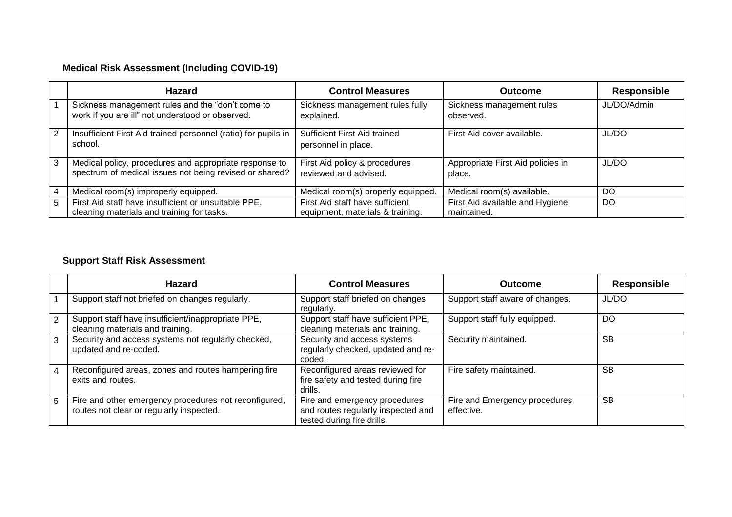### Medical Risk Assessment (Including COVID-19)

| | Hazard | Control Measures | Outcome | Responsible |
|---|---|---|---|---|
| 1 | Sickness management rules and the "don't come to work if you are ill" not understood or observed. | Sickness management rules fully explained. | Sickness management rules observed. | JL/DO/Admin |
| 2 | Insufficient First Aid trained personnel (ratio) for pupils in school. | Sufficient First Aid trained personnel in place. | First Aid cover available. | JL/DO |
| 3 | Medical policy, procedures and appropriate response to spectrum of medical issues not being revised or shared? | First Aid policy & procedures reviewed and advised. | Appropriate First Aid policies in place. | JL/DO |
| 4 | Medical room(s) improperly equipped. | Medical room(s) properly equipped. | Medical room(s) available. | DO |
| 5 | First Aid staff have insufficient or unsuitable PPE, cleaning materials and training for tasks. | First Aid staff have sufficient equipment, materials & training. | First Aid available and Hygiene maintained. | DO |

### Support Staff Risk Assessment

| | Hazard | Control Measures | Outcome | Responsible |
|---|---|---|---|---|
| 1 | Support staff not briefed on changes regularly. | Support staff briefed on changes regularly. | Support staff aware of changes. | JL/DO |
| 2 | Support staff have insufficient/inappropriate PPE, cleaning materials and training. | Support staff have sufficient PPE, cleaning materials and training. | Support staff fully equipped. | DO |
| 3 | Security and access systems not regularly checked, updated and re-coded. | Security and access systems regularly checked, updated and re-coded. | Security maintained. | SB |
| 4 | Reconfigured areas, zones and routes hampering fire exits and routes. | Reconfigured areas reviewed for fire safety and tested during fire drills. | Fire safety maintained. | SB |
| 5 | Fire and other emergency procedures not reconfigured, routes not clear or regularly inspected. | Fire and emergency procedures and routes regularly inspected and tested during fire drills. | Fire and Emergency procedures effective. | SB |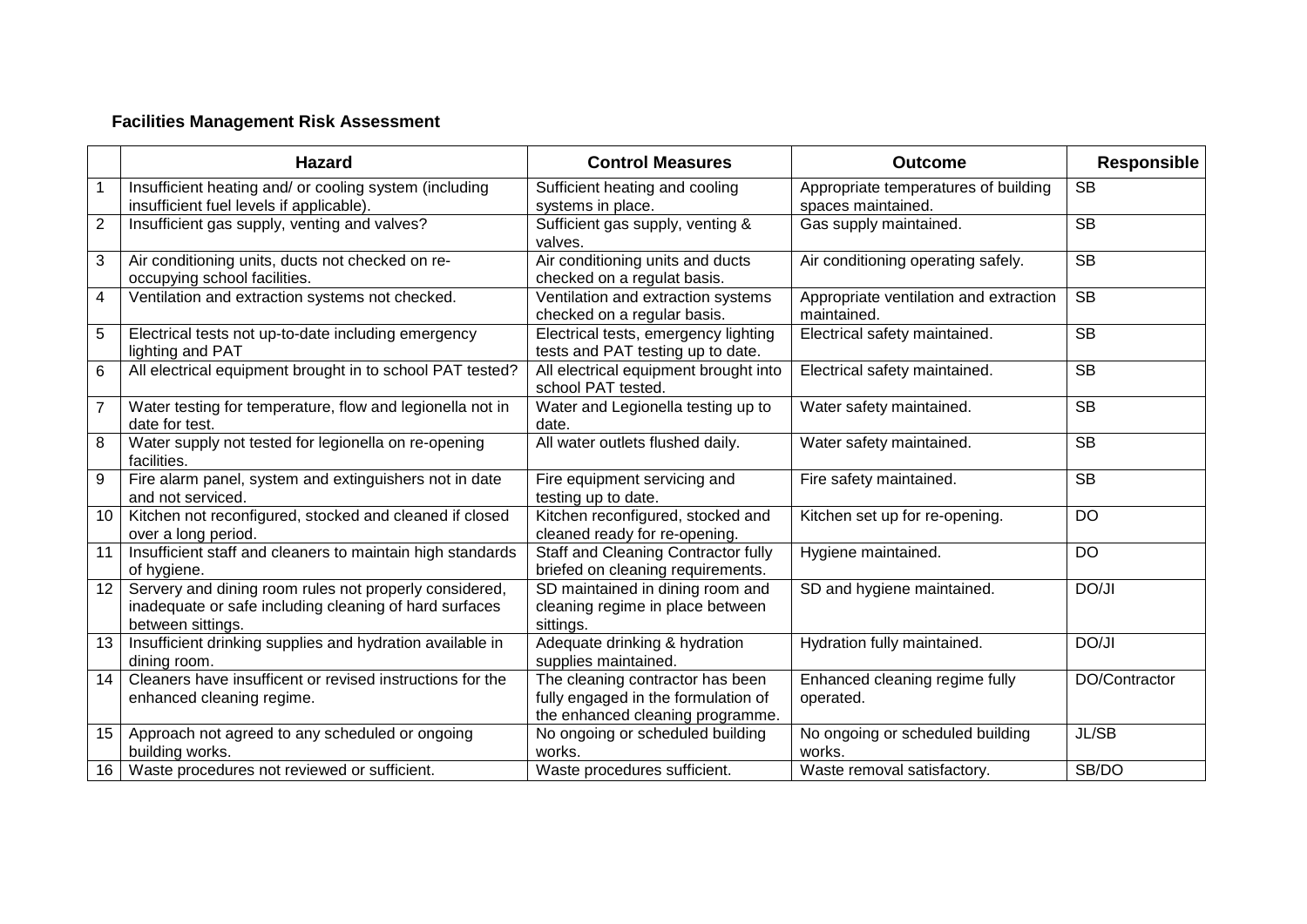**Facilities Management Risk Assessment**

| | Hazard | Control Measures | Outcome | Responsible |
|---|---|---|---|---|
| 1 | Insufficient heating and/ or cooling system (including insufficient fuel levels if applicable). | Sufficient heating and cooling systems in place. | Appropriate temperatures of building spaces maintained. | SB |
| 2 | Insufficient gas supply, venting and valves? | Sufficient gas supply, venting & valves. | Gas supply maintained. | SB |
| 3 | Air conditioning units, ducts not checked on re-occupying school facilities. | Air conditioning units and ducts checked on a regulat basis. | Air conditioning operating safely. | SB |
| 4 | Ventilation and extraction systems not checked. | Ventilation and extraction systems checked on a regular basis. | Appropriate ventilation and extraction maintained. | SB |
| 5 | Electrical tests not up-to-date including emergency lighting and PAT | Electrical tests, emergency lighting tests and PAT testing up to date. | Electrical safety maintained. | SB |
| 6 | All electrical equipment brought in to school PAT tested? | All electrical equipment brought into school PAT tested. | Electrical safety maintained. | SB |
| 7 | Water testing for temperature, flow and legionella not in date for test. | Water and Legionella testing up to date. | Water safety maintained. | SB |
| 8 | Water supply not tested for legionella on re-opening facilities. | All water outlets flushed daily. | Water safety maintained. | SB |
| 9 | Fire alarm panel, system and extinguishers not in date and not serviced. | Fire equipment servicing and testing up to date. | Fire safety maintained. | SB |
| 10 | Kitchen not reconfigured, stocked and cleaned if closed over a long period. | Kitchen reconfigured, stocked and cleaned ready for re-opening. | Kitchen set up for re-opening. | DO |
| 11 | Insufficient staff and cleaners to maintain high standards of hygiene. | Staff and Cleaning Contractor fully briefed on cleaning requirements. | Hygiene maintained. | DO |
| 12 | Servery and dining room rules not properly considered, inadequate or safe including cleaning of hard surfaces between sittings. | SD maintained in dining room and cleaning regime in place between sittings. | SD and hygiene maintained. | DO/JI |
| 13 | Insufficient drinking supplies and hydration available in dining room. | Adequate drinking & hydration supplies maintained. | Hydration fully maintained. | DO/JI |
| 14 | Cleaners have insufficent or revised instructions for the enhanced cleaning regime. | The cleaning contractor has been fully engaged in the formulation of the enhanced cleaning programme. | Enhanced cleaning regime fully operated. | DO/Contractor |
| 15 | Approach not agreed to any scheduled or ongoing building works. | No ongoing or scheduled building works. | No ongoing or scheduled building works. | JL/SB |
| 16 | Waste procedures not reviewed or sufficient. | Waste procedures sufficient. | Waste removal satisfactory. | SB/DO |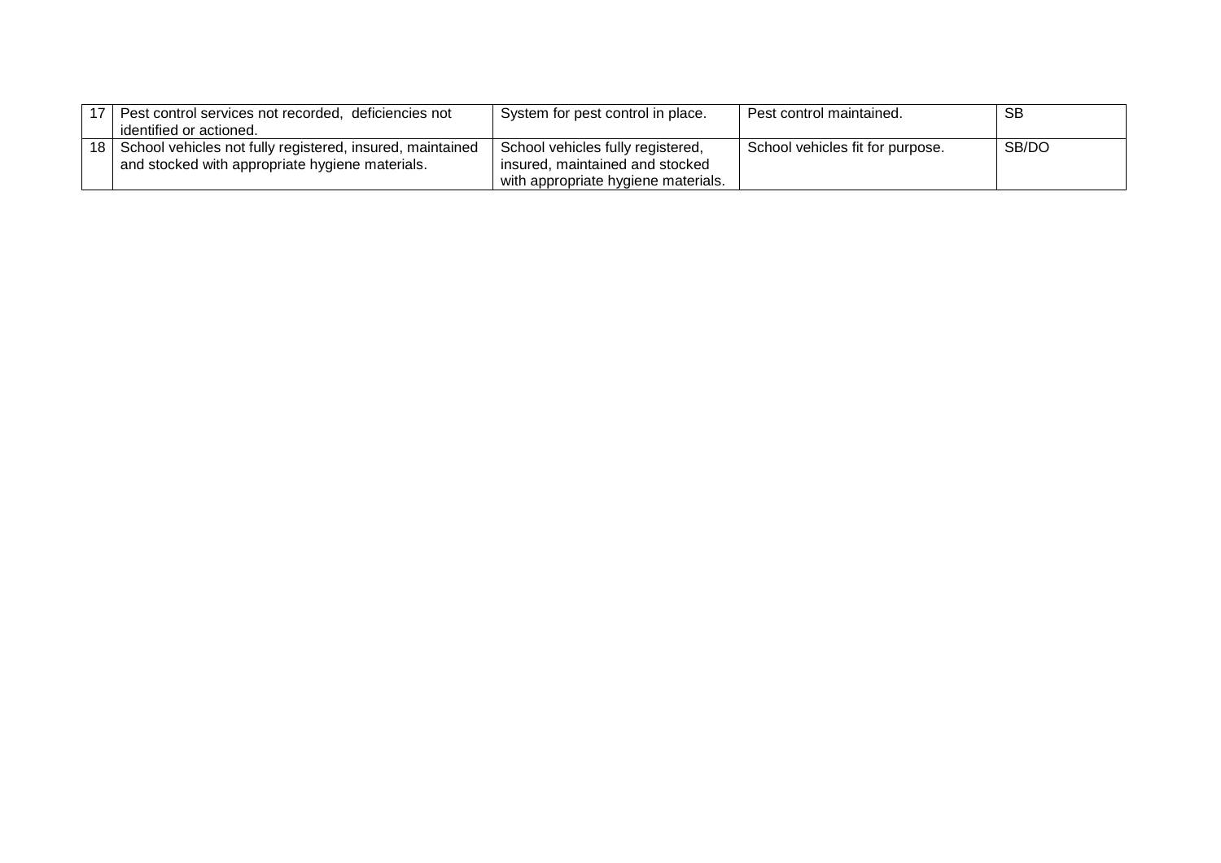| | | | | |
|---|---|---|---|---|
| 17 | Pest control services not recorded, deficiencies not identified or actioned. | System for pest control in place. | Pest control maintained. | SB |
| 18 | School vehicles not fully registered, insured, maintained and stocked with appropriate hygiene materials. | School vehicles fully registered, insured, maintained and stocked with appropriate hygiene materials. | School vehicles fit for purpose. | SB/DO |